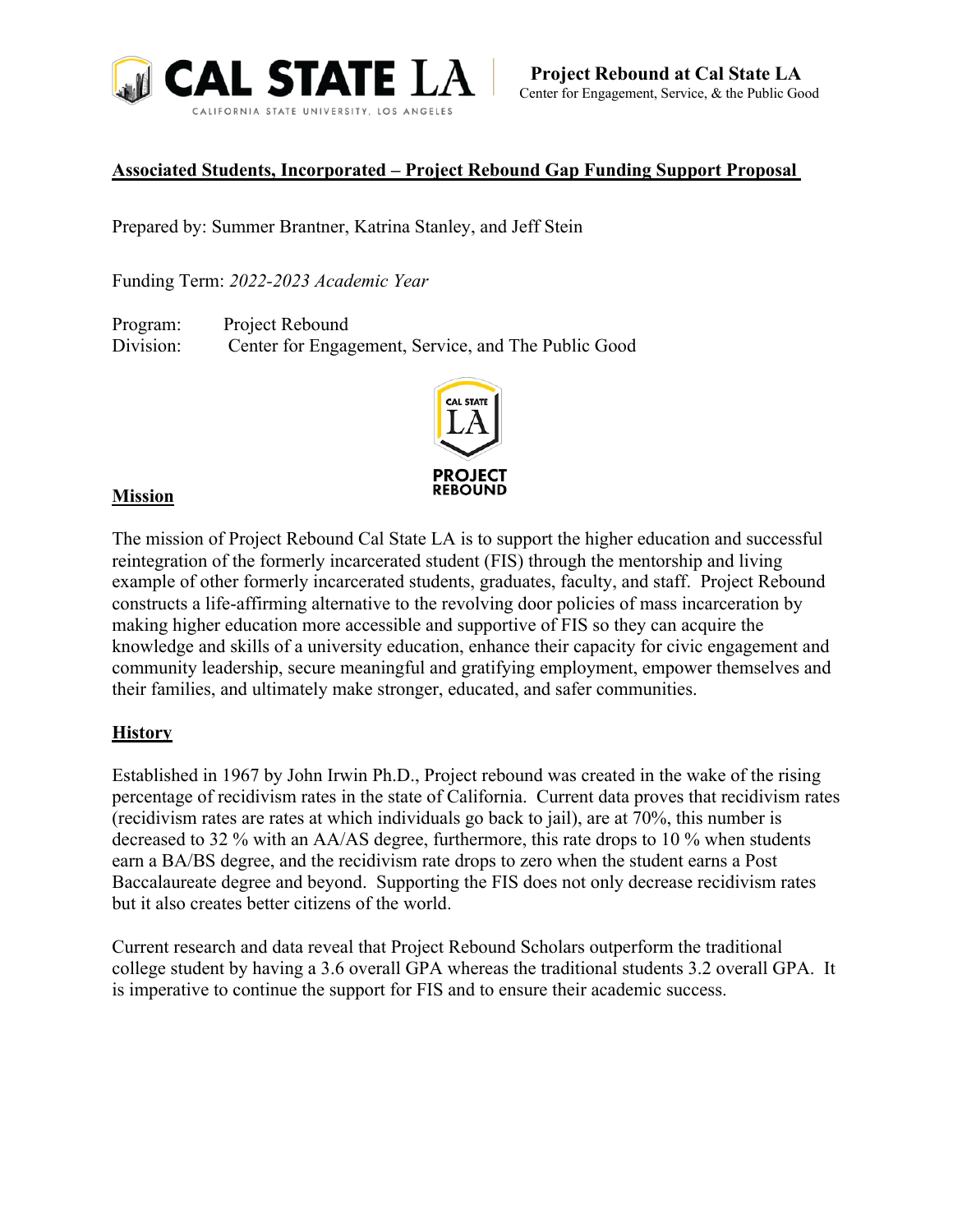**Project Rebound at Cal State LA**
Center for Engagement, Service, & the Public Good

# Associated Students, Incorporated – Project Rebound Gap Funding Support Proposal

Prepared by: Summer Brantner, Katrina Stanley, and Jeff Stein

Funding Term: *2022-2023 Academic Year*

Program: Project Rebound
Division: Center for Engagement, Service, and The Public Good

## Mission

The mission of Project Rebound Cal State LA is to support the higher education and successful reintegration of the formerly incarcerated student (FIS) through the mentorship and living example of other formerly incarcerated students, graduates, faculty, and staff. Project Rebound constructs a life-affirming alternative to the revolving door policies of mass incarceration by making higher education more accessible and supportive of FIS so they can acquire the knowledge and skills of a university education, enhance their capacity for civic engagement and community leadership, secure meaningful and gratifying employment, empower themselves and their families, and ultimately make stronger, educated, and safer communities.

## History

Established in 1967 by John Irwin Ph.D., Project rebound was created in the wake of the rising percentage of recidivism rates in the state of California. Current data proves that recidivism rates (recidivism rates are rates at which individuals go back to jail), are at 70%, this number is decreased to 32 % with an AA/AS degree, furthermore, this rate drops to 10 % when students earn a BA/BS degree, and the recidivism rate drops to zero when the student earns a Post Baccalaureate degree and beyond. Supporting the FIS does not only decrease recidivism rates but it also creates better citizens of the world.

Current research and data reveal that Project Rebound Scholars outperform the traditional college student by having a 3.6 overall GPA whereas the traditional students 3.2 overall GPA. It is imperative to continue the support for FIS and to ensure their academic success.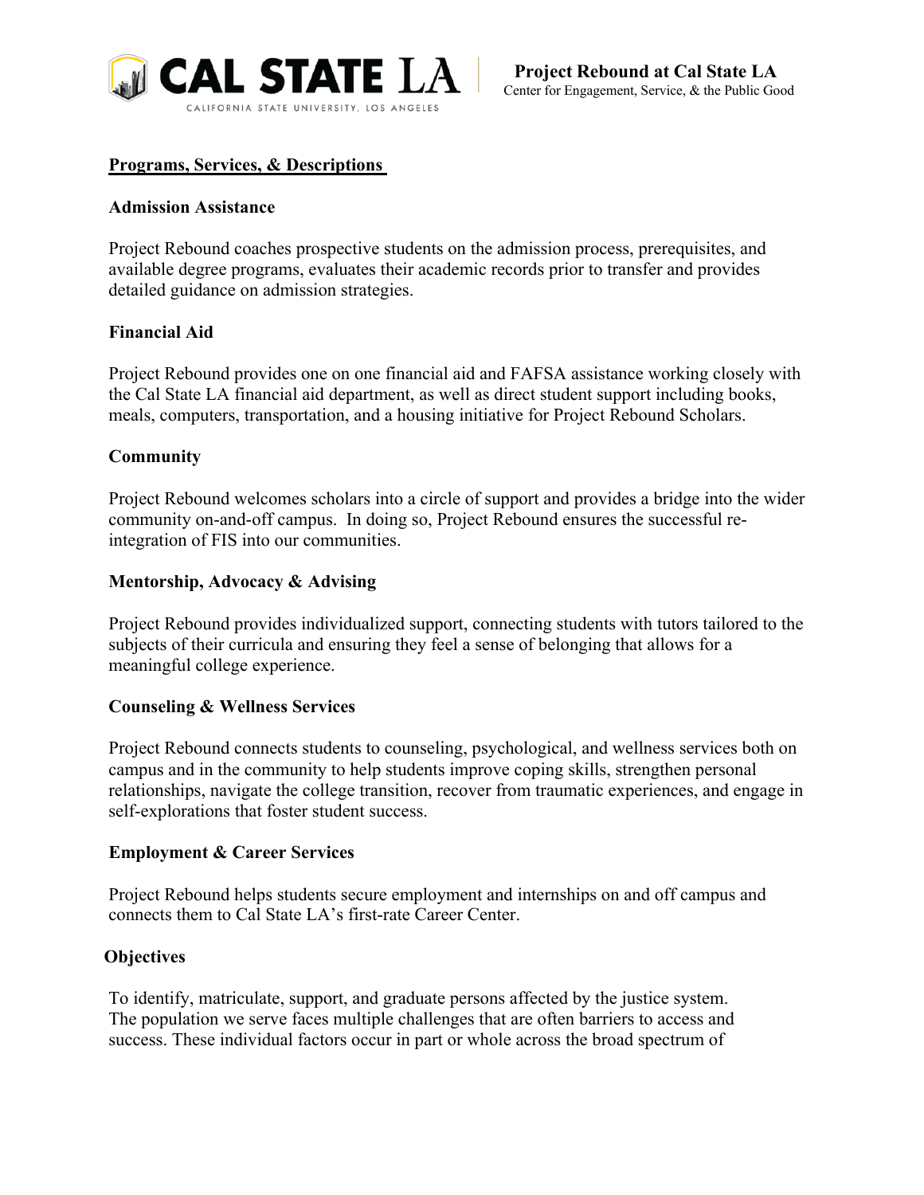## Programs, Services, & Descriptions

### Admission Assistance

Project Rebound coaches prospective students on the admission process, prerequisites, and available degree programs, evaluates their academic records prior to transfer and provides detailed guidance on admission strategies.

### Financial Aid

Project Rebound provides one on one financial aid and FAFSA assistance working closely with the Cal State LA financial aid department, as well as direct student support including books, meals, computers, transportation, and a housing initiative for Project Rebound Scholars.

### Community

Project Rebound welcomes scholars into a circle of support and provides a bridge into the wider community on-and-off campus. In doing so, Project Rebound ensures the successful re-integration of FIS into our communities.

### Mentorship, Advocacy & Advising

Project Rebound provides individualized support, connecting students with tutors tailored to the subjects of their curricula and ensuring they feel a sense of belonging that allows for a meaningful college experience.

### Counseling & Wellness Services

Project Rebound connects students to counseling, psychological, and wellness services both on campus and in the community to help students improve coping skills, strengthen personal relationships, navigate the college transition, recover from traumatic experiences, and engage in self-explorations that foster student success.

### Employment & Career Services

Project Rebound helps students secure employment and internships on and off campus and connects them to Cal State LA's first-rate Career Center.

### Objectives

To identify, matriculate, support, and graduate persons affected by the justice system. The population we serve faces multiple challenges that are often barriers to access and success. These individual factors occur in part or whole across the broad spectrum of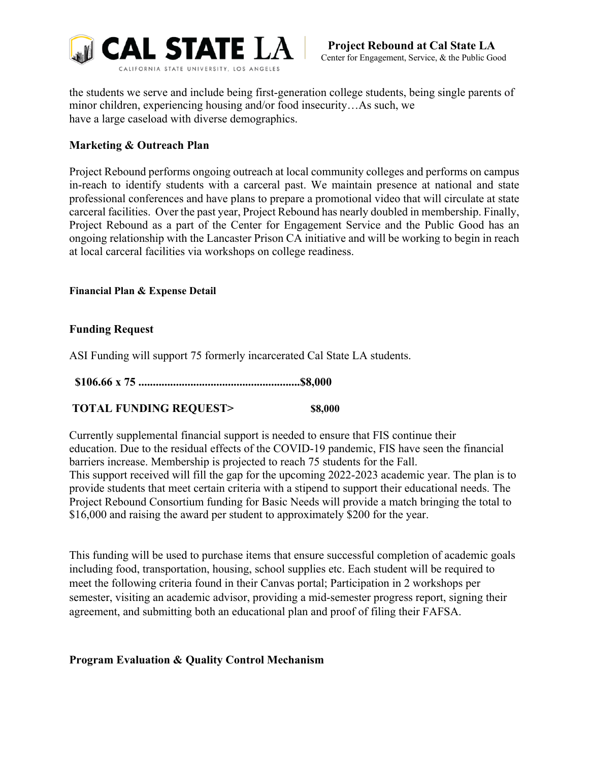the students we serve and include being first-generation college students, being single parents of minor children, experiencing housing and/or food insecurity…As such, we have a large caseload with diverse demographics.

**Marketing & Outreach Plan**

Project Rebound performs ongoing outreach at local community colleges and performs on campus in-reach to identify students with a carceral past. We maintain presence at national and state professional conferences and have plans to prepare a promotional video that will circulate at state carceral facilities. Over the past year, Project Rebound has nearly doubled in membership. Finally, Project Rebound as a part of the Center for Engagement Service and the Public Good has an ongoing relationship with the Lancaster Prison CA initiative and will be working to begin in reach at local carceral facilities via workshops on college readiness.

**Financial Plan & Expense Detail**

**Funding Request**

ASI Funding will support 75 formerly incarcerated Cal State LA students.

**$106.66 x 75 .......................................................$8,000**

**TOTAL FUNDING REQUEST> $8,000**

Currently supplemental financial support is needed to ensure that FIS continue their education. Due to the residual effects of the COVID-19 pandemic, FIS have seen the financial barriers increase. Membership is projected to reach 75 students for the Fall. This support received will fill the gap for the upcoming 2022-2023 academic year. The plan is to provide students that meet certain criteria with a stipend to support their educational needs. The Project Rebound Consortium funding for Basic Needs will provide a match bringing the total to $16,000 and raising the award per student to approximately $200 for the year.

This funding will be used to purchase items that ensure successful completion of academic goals including food, transportation, housing, school supplies etc. Each student will be required to meet the following criteria found in their Canvas portal; Participation in 2 workshops per semester, visiting an academic advisor, providing a mid-semester progress report, signing their agreement, and submitting both an educational plan and proof of filing their FAFSA.

**Program Evaluation & Quality Control Mechanism**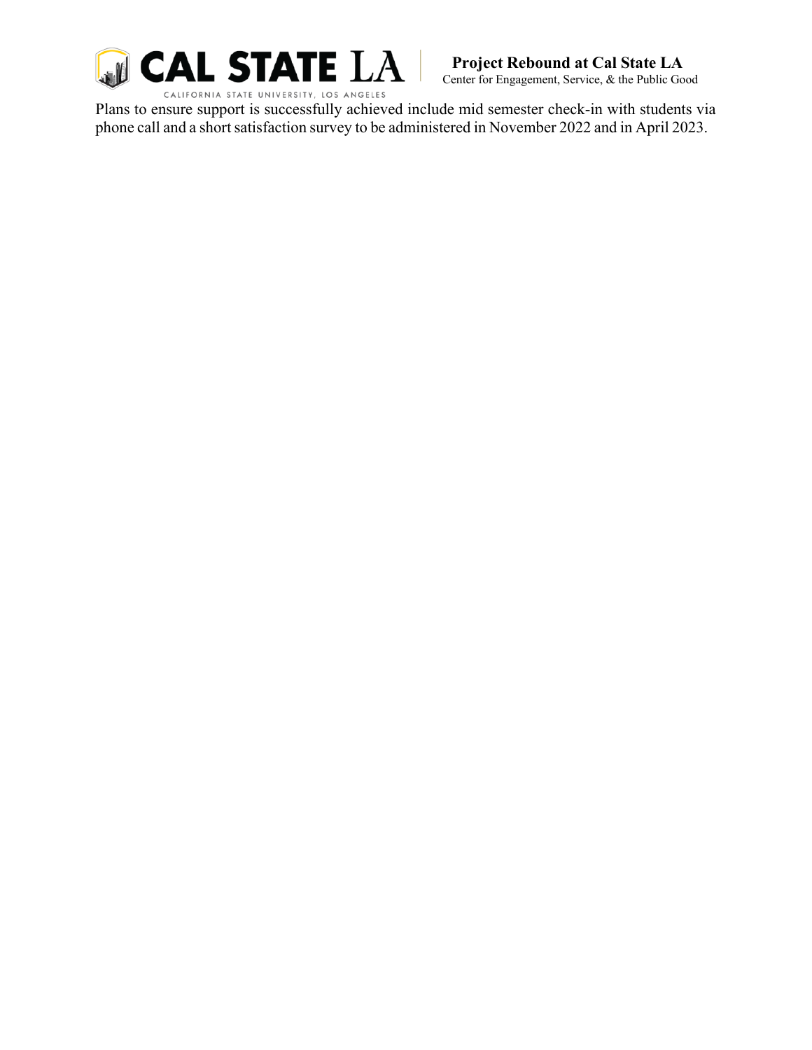Plans to ensure support is successfully achieved include mid semester check-in with students via phone call and a short satisfaction survey to be administered in November 2022 and in April 2023.